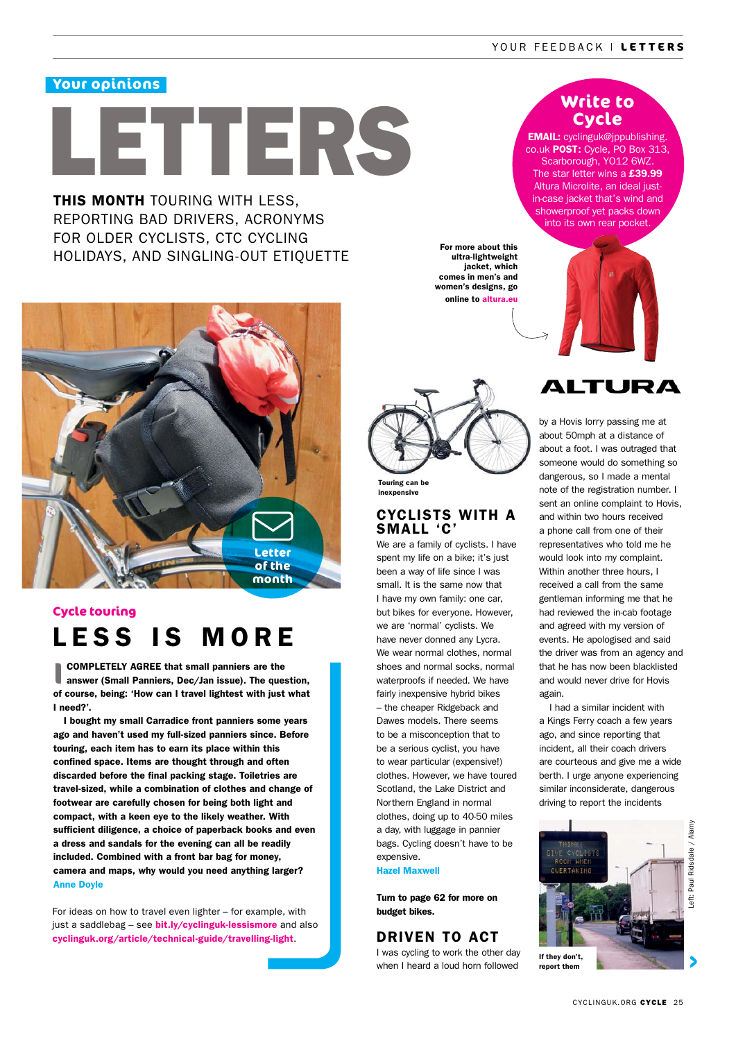Your opinions

# LETTERS

**THIS MONTH** TOURING WITH LESS, REPORTING BAD DRIVERS, ACRONYMS FOR OLDER CYCLISTS, CTC CYCLING HOLIDAYS, AND SINGLING-OUT ETIQUETTE

## Write to Cycle

**EMAIL:** cyclinguk@jppublishing.co.uk **POST:** Cycle, PO Box 313, Scarborough, YO12 6WZ. The star letter wins a **£39.99** Altura Microlite, an ideal just-in-case jacket that's wind and showerproof yet packs down into its own rear pocket.

**For more about this ultra-lightweight jacket, which comes in men's and women's designs, go online to altura.eu**

ALTURA

Letter of the month

Cycle touring

## LESS IS MORE

**I COMPLETELY AGREE that small panniers are the answer (Small Panniers, Dec/Jan issue). The question, of course, being: 'How can I travel lightest with just what I need?'.**

**I bought my small Carradice front panniers some years ago and haven't used my full-sized panniers since. Before touring, each item has to earn its place within this confined space. Items are thought through and often discarded before the final packing stage. Toiletries are travel-sized, while a combination of clothes and change of footwear are carefully chosen for being both light and compact, with a keen eye to the likely weather. With sufficient diligence, a choice of paperback books and even a dress and sandals for the evening can all be readily included. Combined with a front bar bag for money, camera and maps, why would you need anything larger?**

**Anne Doyle**

For ideas on how to travel even lighter – for example, with just a saddlebag – see **bit.ly/cyclinguk-lessismore** and also **cyclinguk.org/article/technical-guide/travelling-light**.

**Touring can be inexpensive**

## CYCLISTS WITH A SMALL 'C'

We are a family of cyclists. I have spent my life on a bike; it's just been a way of life since I was small. It is the same now that I have my own family: one car, but bikes for everyone. However, we are 'normal' cyclists. We have never donned any Lycra. We wear normal clothes, normal shoes and normal socks, normal waterproofs if needed. We have fairly inexpensive hybrid bikes – the cheaper Ridgeback and Dawes models. There seems to be a misconception that to be a serious cyclist, you have to wear particular (expensive!) clothes. However, we have toured Scotland, the Lake District and Northern England in normal clothes, doing up to 40-50 miles a day, with luggage in pannier bags. Cycling doesn't have to be expensive.

**Hazel Maxwell**

**Turn to page 62 for more on budget bikes.**

## DRIVEN TO ACT

I was cycling to work the other day when I heard a loud horn followed by a Hovis lorry passing me at about 50mph at a distance of about a foot. I was outraged that someone would do something so dangerous, so I made a mental note of the registration number. I sent an online complaint to Hovis, and within two hours received a phone call from one of their representatives who told me he would look into my complaint. Within another three hours, I received a call from the same gentleman informing me that he had reviewed the in-cab footage and agreed with my version of events. He apologised and said the driver was from an agency and that he has now been blacklisted and would never drive for Hovis again.

I had a similar incident with a Kings Ferry coach a few years ago, and since reporting that incident, all their coach drivers are courteous and give me a wide berth. I urge anyone experiencing similar inconsiderate, dangerous driving to report the incidents

**If they don't, report them**

Left: Paul Ridsdale / Alamy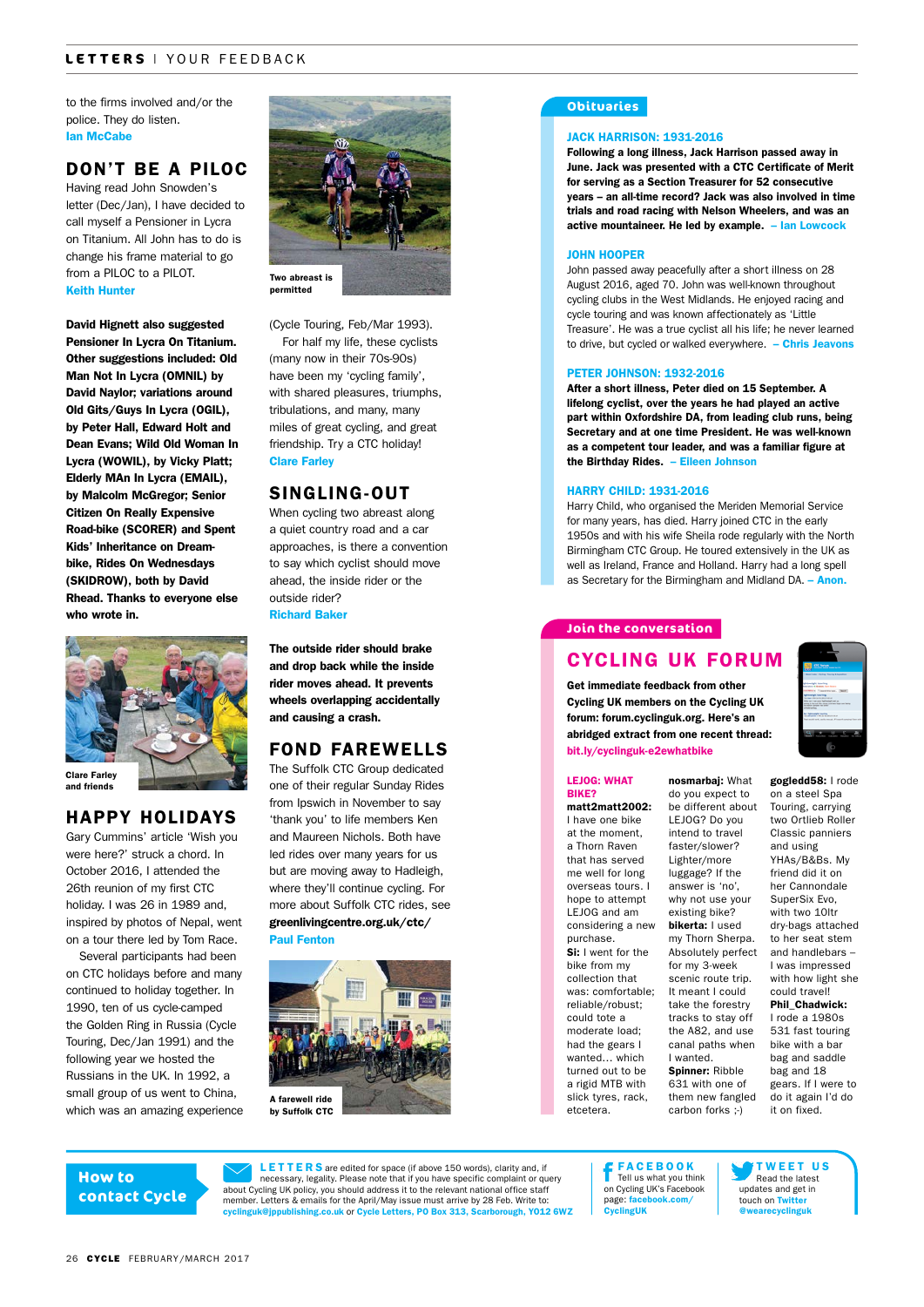to the firms involved and/or the police. They do listen.
**Ian McCabe**

## DON'T BE A PILOC

Having read John Snowden's letter (Dec/Jan), I have decided to call myself a Pensioner in Lycra on Titanium. All John has to do is change his frame material to go from a PILOC to a PILOT.
**Keith Hunter**

**David Hignett also suggested Pensioner In Lycra On Titanium. Other suggestions included: Old Man Not In Lycra (OMNIL) by David Naylor; variations around Old Gits/Guys In Lycra (OGIL), by Peter Hall, Edward Holt and Dean Evans; Wild Old Woman In Lycra (WOWIL), by Vicky Platt; Elderly MAn In Lycra (EMAIL), by Malcolm McGregor; Senior Citizen On Really Expensive Road-bike (SCORER) and Spent Kids' Inheritance on Dream-bike, Rides On Wednesdays (SKIDROW), both by David Rhead. Thanks to everyone else who wrote in.**

Clare Farley and friends

## HAPPY HOLIDAYS

Gary Cummins' article 'Wish you were here?' struck a chord. In October 2016, I attended the 26th reunion of my first CTC holiday. I was 26 in 1989 and, inspired by photos of Nepal, went on a tour there led by Tom Race.

Several participants had been on CTC holidays before and many continued to holiday together. In 1990, ten of us cycle-camped the Golden Ring in Russia (Cycle Touring, Dec/Jan 1991) and the following year we hosted the Russians in the UK. In 1992, a small group of us went to China, which was an amazing experience (Cycle Touring, Feb/Mar 1993).

For half my life, these cyclists (many now in their 70s-90s) have been my 'cycling family', with shared pleasures, triumphs, tribulations, and many, many miles of great cycling, and great friendship. Try a CTC holiday!
**Clare Farley**

Two abreast is permitted

## SINGLING-OUT

When cycling two abreast along a quiet country road and a car approaches, is there a convention to say which cyclist should move ahead, the inside rider or the outside rider?
**Richard Baker**

**The outside rider should brake and drop back while the inside rider moves ahead. It prevents wheels overlapping accidentally and causing a crash.**

## FOND FAREWELLS

The Suffolk CTC Group dedicated one of their regular Sunday Rides from Ipswich in November to say 'thank you' to life members Ken and Maureen Nichols. Both have led rides over many years for us but are moving away to Hadleigh, where they'll continue cycling. For more about Suffolk CTC rides, see **greenlivingcentre.org.uk/ctc/**
**Paul Fenton**

A farewell ride by Suffolk CTC

## Obituaries

### JACK HARRISON: 1931-2016

**Following a long illness, Jack Harrison passed away in June. Jack was presented with a CTC Certificate of Merit for serving as a Section Treasurer for 52 consecutive years – an all-time record? Jack was also involved in time trials and road racing with Nelson Wheelers, and was an active mountaineer. He led by example.** – **Ian Lowcock**

### JOHN HOOPER

John passed away peacefully after a short illness on 28 August 2016, aged 70. John was well-known throughout cycling clubs in the West Midlands. He enjoyed racing and cycle touring and was known affectionately as 'Little Treasure'. He was a true cyclist all his life; he never learned to drive, but cycled or walked everywhere. – **Chris Jeavons**

### PETER JOHNSON: 1932-2016

**After a short illness, Peter died on 15 September. A lifelong cyclist, over the years he had played an active part within Oxfordshire DA, from leading club runs, being Secretary and at one time President. He was well-known as a competent tour leader, and was a familiar figure at the Birthday Rides.** – **Eileen Johnson**

### HARRY CHILD: 1931-2016

Harry Child, who organised the Meriden Memorial Service for many years, has died. Harry joined CTC in the early 1950s and with his wife Sheila rode regularly with the North Birmingham CTC Group. He toured extensively in the UK as well as Ireland, France and Holland. Harry had a long spell as Secretary for the Birmingham and Midland DA. – **Anon.**

## Join the conversation

## CYCLING UK FORUM

**Get immediate feedback from other Cycling UK members on the Cycling UK forum: forum.cyclinguk.org. Here's an abridged extract from one recent thread: bit.ly/cyclinguk-e2ewhatbike**

**LEJOG: WHAT BIKE?**

**matt2matt2002:** I have one bike at the moment, a Thorn Raven that has served me well for long overseas tours. I hope to attempt LEJOG and am considering a new purchase.

**Si:** I went for the bike from my collection that was: comfortable; reliable/robust; could tote a moderate load; had the gears I wanted… which turned out to be a rigid MTB with slick tyres, rack, etcetera.

**nosmarbaj:** What do you expect to be different about LEJOG? Do you intend to travel faster/slower? Lighter/more luggage? If the answer is 'no', why not use your existing bike?

**bikerta:** I used my Thorn Sherpa. Absolutely perfect for my 3-week scenic route trip. It meant I could take the forestry tracks to stay off the A82, and use canal paths when I wanted.

**Spinner:** Ribble 631 with one of them new fangled carbon forks ;-)

**gogledd58:** I rode on a steel Spa Touring, carrying two Ortlieb Roller Classic panniers and using YHAs/B&Bs. My friend did it on her Cannondale SuperSix Evo, with two 10ltr dry-bags attached to her seat stem and handlebars – I was impressed with how light she could travel!

**Phil_Chadwick:** I rode a 1980s 531 fast touring bike with a bar bag and saddle bag and 18 gears. If I were to do it again I'd do it on fixed.

## How to contact Cycle

**LETTERS** are edited for space (if above 150 words), clarity and, if necessary, legality. Please note that if you have specific complaint or query about Cycling UK policy, you should address it to the relevant national office staff member. Letters & emails for the April/May issue must arrive by 28 Feb. Write to: **cyclinguk@jppublishing.co.uk** or **Cycle Letters, PO Box 313, Scarborough, YO12 6WZ**

**FACEBOOK** Tell us what you think on Cycling UK's Facebook page: **facebook.com/CyclingUK**

**TWEET US** Read the latest updates and get in touch on **Twitter @wearecyclinguk**